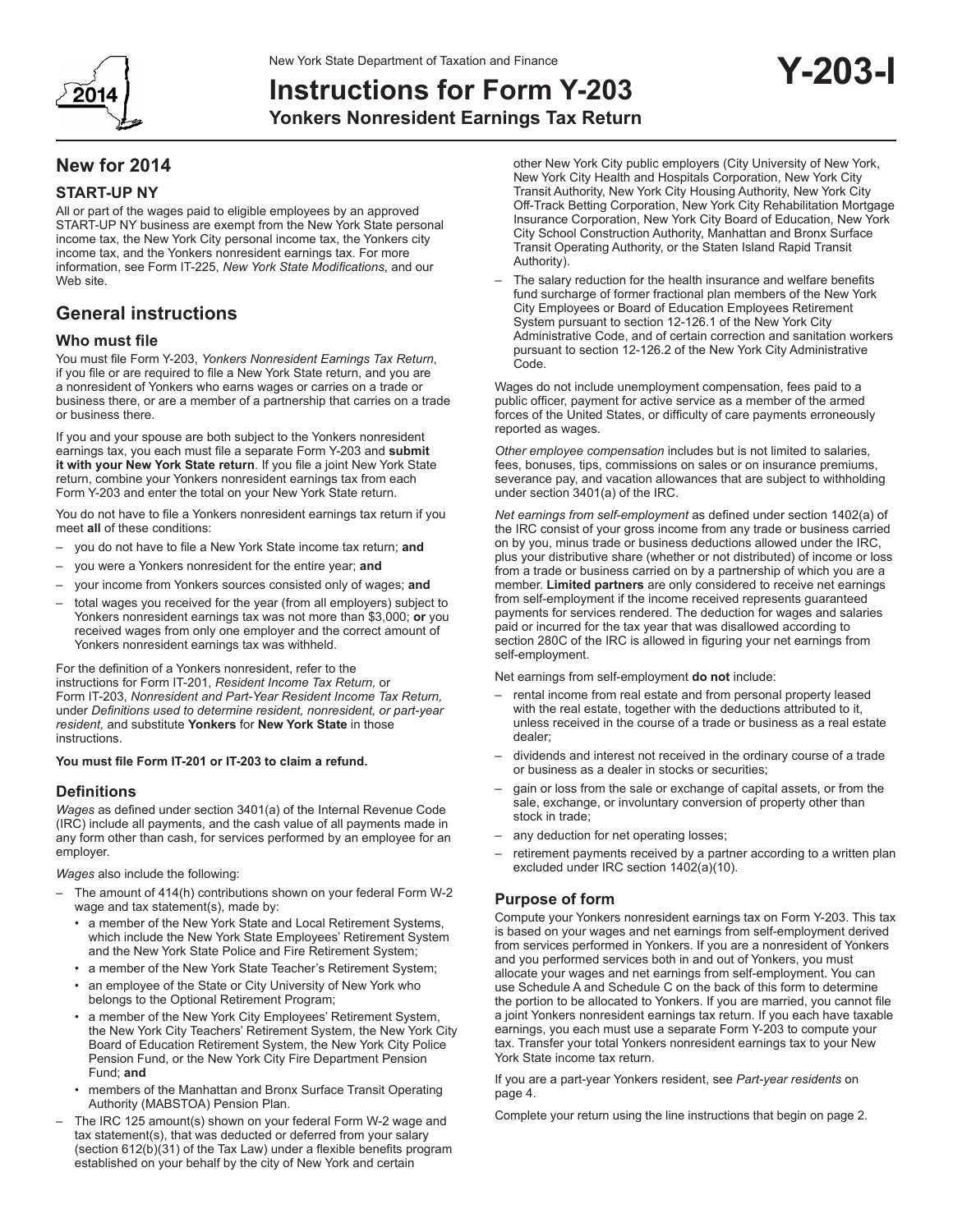New York State Department of Taxation and Finance

# Instructions for Form Y-203

**Yonkers Nonresident Earnings Tax Return**

**Y-203-I**

2014

## New for 2014

### START-UP NY

All or part of the wages paid to eligible employees by an approved START-UP NY business are exempt from the New York State personal income tax, the New York City personal income tax, the Yonkers city income tax, and the Yonkers nonresident earnings tax. For more information, see Form IT-225, *New York State Modifications*, and our Web site.

## General instructions

### Who must file

You must file Form Y-203, *Yonkers Nonresident Earnings Tax Return*, if you file or are required to file a New York State return, and you are a nonresident of Yonkers who earns wages or carries on a trade or business there, or are a member of a partnership that carries on a trade or business there.

If you and your spouse are both subject to the Yonkers nonresident earnings tax, you each must file a separate Form Y-203 and **submit it with your New York State return**. If you file a joint New York State return, combine your Yonkers nonresident earnings tax from each Form Y-203 and enter the total on your New York State return.

You do not have to file a Yonkers nonresident earnings tax return if you meet **all** of these conditions:

- you do not have to file a New York State income tax return; **and**
- you were a Yonkers nonresident for the entire year; **and**
- your income from Yonkers sources consisted only of wages; **and**
- total wages you received for the year (from all employers) subject to Yonkers nonresident earnings tax was not more than $3,000; **or** you received wages from only one employer and the correct amount of Yonkers nonresident earnings tax was withheld.

For the definition of a Yonkers nonresident, refer to the instructions for Form IT-201, *Resident Income Tax Return,* or Form IT-203, *Nonresident and Part-Year Resident Income Tax Return,* under *Definitions used to determine resident, nonresident, or part-year resident,* and substitute **Yonkers** for **New York State** in those instructions.

**You must file Form IT-201 or IT-203 to claim a refund.**

### Definitions

*Wages* as defined under section 3401(a) of the Internal Revenue Code (IRC) include all payments, and the cash value of all payments made in any form other than cash, for services performed by an employee for an employer.

*Wages* also include the following:

- The amount of 414(h) contributions shown on your federal Form W-2 wage and tax statement(s), made by:
  - a member of the New York State and Local Retirement Systems, which include the New York State Employees' Retirement System and the New York State Police and Fire Retirement System;
  - a member of the New York State Teacher's Retirement System;
  - an employee of the State or City University of New York who belongs to the Optional Retirement Program;
  - a member of the New York City Employees' Retirement System, the New York City Teachers' Retirement System, the New York City Board of Education Retirement System, the New York City Police Pension Fund, or the New York City Fire Department Pension Fund; **and**
  - members of the Manhattan and Bronx Surface Transit Operating Authority (MABSTOA) Pension Plan.
- The IRC 125 amount(s) shown on your federal Form W-2 wage and tax statement(s), that was deducted or deferred from your salary (section 612(b)(31) of the Tax Law) under a flexible benefits program established on your behalf by the city of New York and certain other New York City public employers (City University of New York, New York City Health and Hospitals Corporation, New York City Transit Authority, New York City Housing Authority, New York City Off-Track Betting Corporation, New York City Rehabilitation Mortgage Insurance Corporation, New York City Board of Education, New York City School Construction Authority, Manhattan and Bronx Surface Transit Operating Authority, or the Staten Island Rapid Transit Authority).
- The salary reduction for the health insurance and welfare benefits fund surcharge of former fractional plan members of the New York City Employees or Board of Education Employees Retirement System pursuant to section 12-126.1 of the New York City Administrative Code, and of certain correction and sanitation workers pursuant to section 12-126.2 of the New York City Administrative Code.

Wages do not include unemployment compensation, fees paid to a public officer, payment for active service as a member of the armed forces of the United States, or difficulty of care payments erroneously reported as wages.

*Other employee compensation* includes but is not limited to salaries, fees, bonuses, tips, commissions on sales or on insurance premiums, severance pay, and vacation allowances that are subject to withholding under section 3401(a) of the IRC.

*Net earnings from self-employment* as defined under section 1402(a) of the IRC consist of your gross income from any trade or business carried on by you, minus trade or business deductions allowed under the IRC, plus your distributive share (whether or not distributed) of income or loss from a trade or business carried on by a partnership of which you are a member. **Limited partners** are only considered to receive net earnings from self-employment if the income received represents guaranteed payments for services rendered. The deduction for wages and salaries paid or incurred for the tax year that was disallowed according to section 280C of the IRC is allowed in figuring your net earnings from self-employment.

Net earnings from self-employment **do not** include:

- rental income from real estate and from personal property leased with the real estate, together with the deductions attributed to it, unless received in the course of a trade or business as a real estate dealer;
- dividends and interest not received in the ordinary course of a trade or business as a dealer in stocks or securities;
- gain or loss from the sale or exchange of capital assets, or from the sale, exchange, or involuntary conversion of property other than stock in trade;
- any deduction for net operating losses;
- retirement payments received by a partner according to a written plan excluded under IRC section 1402(a)(10).

### Purpose of form

Compute your Yonkers nonresident earnings tax on Form Y-203. This tax is based on your wages and net earnings from self-employment derived from services performed in Yonkers. If you are a nonresident of Yonkers and you performed services both in and out of Yonkers, you must allocate your wages and net earnings from self-employment. You can use Schedule A and Schedule C on the back of this form to determine the portion to be allocated to Yonkers. If you are married, you cannot file a joint Yonkers nonresident earnings tax return. If you each have taxable earnings, you each must use a separate Form Y-203 to compute your tax. Transfer your total Yonkers nonresident earnings tax to your New York State income tax return.

If you are a part-year Yonkers resident, see *Part-year residents* on page 4.

Complete your return using the line instructions that begin on page 2.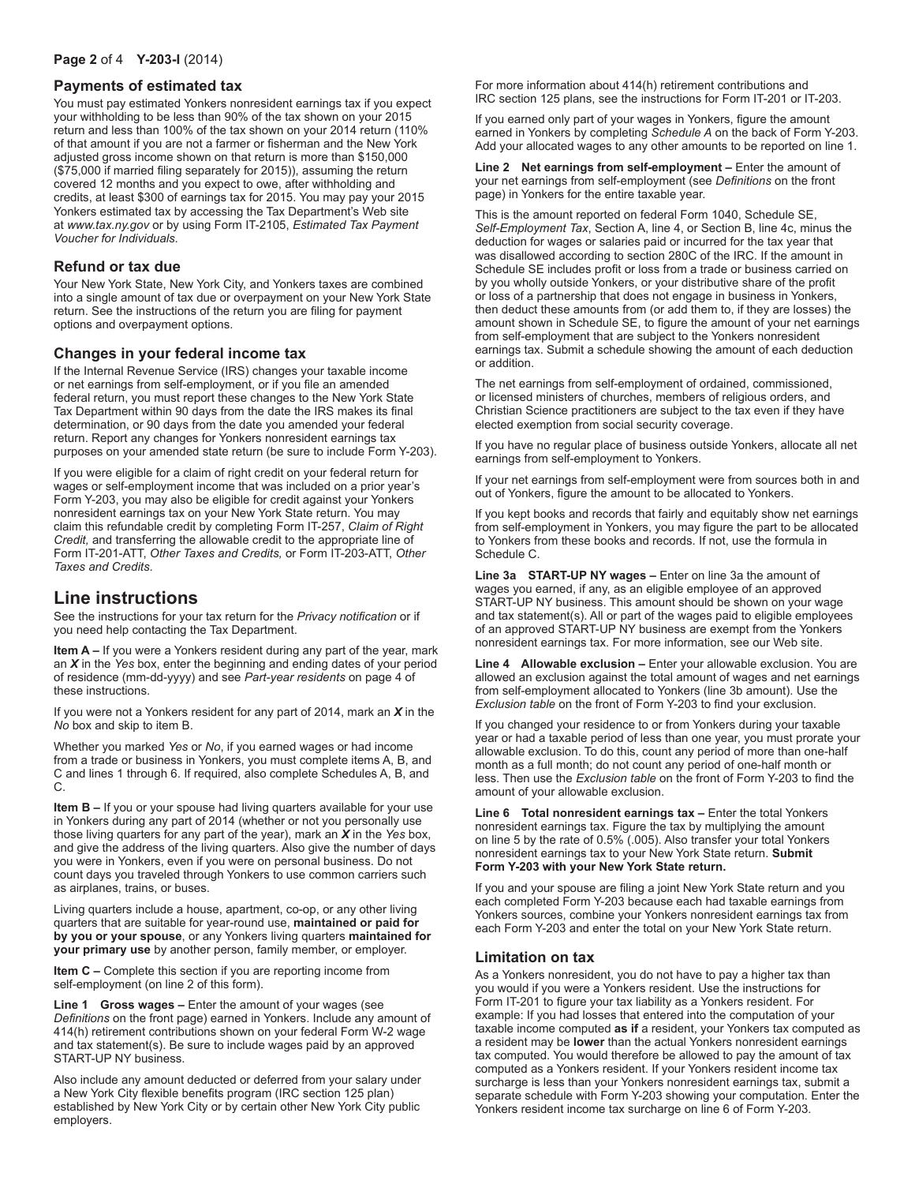## Payments of estimated tax

You must pay estimated Yonkers nonresident earnings tax if you expect your withholding to be less than 90% of the tax shown on your 2015 return and less than 100% of the tax shown on your 2014 return (110% of that amount if you are not a farmer or fisherman and the New York adjusted gross income shown on that return is more than $150,000 ($75,000 if married filing separately for 2015)), assuming the return covered 12 months and you expect to owe, after withholding and credits, at least $300 of earnings tax for 2015. You may pay your 2015 Yonkers estimated tax by accessing the Tax Department's Web site at *www.tax.ny.gov* or by using Form IT-2105, *Estimated Tax Payment Voucher for Individuals*.

## Refund or tax due

Your New York State, New York City, and Yonkers taxes are combined into a single amount of tax due or overpayment on your New York State return. See the instructions of the return you are filing for payment options and overpayment options.

## Changes in your federal income tax

If the Internal Revenue Service (IRS) changes your taxable income or net earnings from self-employment, or if you file an amended federal return, you must report these changes to the New York State Tax Department within 90 days from the date the IRS makes its final determination, or 90 days from the date you amended your federal return. Report any changes for Yonkers nonresident earnings tax purposes on your amended state return (be sure to include Form Y-203).

If you were eligible for a claim of right credit on your federal return for wages or self-employment income that was included on a prior year's Form Y-203, you may also be eligible for credit against your Yonkers nonresident earnings tax on your New York State return. You may claim this refundable credit by completing Form IT-257, *Claim of Right Credit*, and transferring the allowable credit to the appropriate line of Form IT-201-ATT, *Other Taxes and Credits,* or Form IT-203-ATT, *Other Taxes and Credits*.

# Line instructions

See the instructions for your tax return for the *Privacy notification* or if you need help contacting the Tax Department.

**Item A –** If you were a Yonkers resident during any part of the year, mark an ***X*** in the *Yes* box, enter the beginning and ending dates of your period of residence (mm-dd-yyyy) and see *Part-year residents* on page 4 of these instructions.

If you were not a Yonkers resident for any part of 2014, mark an ***X*** in the *No* box and skip to item B.

Whether you marked *Yes* or *No*, if you earned wages or had income from a trade or business in Yonkers, you must complete items A, B, and C and lines 1 through 6. If required, also complete Schedules A, B, and C.

**Item B –** If you or your spouse had living quarters available for your use in Yonkers during any part of 2014 (whether or not you personally use those living quarters for any part of the year), mark an ***X*** in the *Yes* box, and give the address of the living quarters. Also give the number of days you were in Yonkers, even if you were on personal business. Do not count days you traveled through Yonkers to use common carriers such as airplanes, trains, or buses.

Living quarters include a house, apartment, co-op, or any other living quarters that are suitable for year-round use, **maintained or paid for by you or your spouse**, or any Yonkers living quarters **maintained for your primary use** by another person, family member, or employer.

**Item C –** Complete this section if you are reporting income from self-employment (on line 2 of this form).

**Line 1 Gross wages –** Enter the amount of your wages (see *Definitions* on the front page) earned in Yonkers. Include any amount of 414(h) retirement contributions shown on your federal Form W-2 wage and tax statement(s). Be sure to include wages paid by an approved START-UP NY business.

Also include any amount deducted or deferred from your salary under a New York City flexible benefits program (IRC section 125 plan) established by New York City or by certain other New York City public employers.

For more information about 414(h) retirement contributions and IRC section 125 plans, see the instructions for Form IT-201 or IT-203.

If you earned only part of your wages in Yonkers, figure the amount earned in Yonkers by completing *Schedule A* on the back of Form Y-203. Add your allocated wages to any other amounts to be reported on line 1.

**Line 2 Net earnings from self-employment –** Enter the amount of your net earnings from self-employment (see *Definitions* on the front page) in Yonkers for the entire taxable year.

This is the amount reported on federal Form 1040, Schedule SE, *Self-Employment Tax*, Section A, line 4, or Section B, line 4c, minus the deduction for wages or salaries paid or incurred for the tax year that was disallowed according to section 280C of the IRC. If the amount in Schedule SE includes profit or loss from a trade or business carried on by you wholly outside Yonkers, or your distributive share of the profit or loss of a partnership that does not engage in business in Yonkers, then deduct these amounts from (or add them to, if they are losses) the amount shown in Schedule SE, to figure the amount of your net earnings from self-employment that are subject to the Yonkers nonresident earnings tax. Submit a schedule showing the amount of each deduction or addition.

The net earnings from self-employment of ordained, commissioned, or licensed ministers of churches, members of religious orders, and Christian Science practitioners are subject to the tax even if they have elected exemption from social security coverage.

If you have no regular place of business outside Yonkers, allocate all net earnings from self-employment to Yonkers.

If your net earnings from self-employment were from sources both in and out of Yonkers, figure the amount to be allocated to Yonkers.

If you kept books and records that fairly and equitably show net earnings from self-employment in Yonkers, you may figure the part to be allocated to Yonkers from these books and records. If not, use the formula in Schedule C.

**Line 3a START-UP NY wages –** Enter on line 3a the amount of wages you earned, if any, as an eligible employee of an approved START-UP NY business. This amount should be shown on your wage and tax statement(s). All or part of the wages paid to eligible employees of an approved START-UP NY business are exempt from the Yonkers nonresident earnings tax. For more information, see our Web site.

**Line 4 Allowable exclusion –** Enter your allowable exclusion. You are allowed an exclusion against the total amount of wages and net earnings from self-employment allocated to Yonkers (line 3b amount). Use the *Exclusion table* on the front of Form Y-203 to find your exclusion.

If you changed your residence to or from Yonkers during your taxable year or had a taxable period of less than one year, you must prorate your allowable exclusion. To do this, count any period of more than one-half month as a full month; do not count any period of one-half month or less. Then use the *Exclusion table* on the front of Form Y-203 to find the amount of your allowable exclusion.

**Line 6 Total nonresident earnings tax –** Enter the total Yonkers nonresident earnings tax. Figure the tax by multiplying the amount on line 5 by the rate of 0.5% (.005). Also transfer your total Yonkers nonresident earnings tax to your New York State return. **Submit Form Y-203 with your New York State return.**

If you and your spouse are filing a joint New York State return and you each completed Form Y-203 because each had taxable earnings from Yonkers sources, combine your Yonkers nonresident earnings tax from each Form Y-203 and enter the total on your New York State return.

## Limitation on tax

As a Yonkers nonresident, you do not have to pay a higher tax than you would if you were a Yonkers resident. Use the instructions for Form IT-201 to figure your tax liability as a Yonkers resident. For example: If you had losses that entered into the computation of your taxable income computed **as if** a resident, your Yonkers tax computed as a resident may be **lower** than the actual Yonkers nonresident earnings tax computed. You would therefore be allowed to pay the amount of tax computed as a Yonkers resident. If your Yonkers resident income tax surcharge is less than your Yonkers nonresident earnings tax, submit a separate schedule with Form Y-203 showing your computation. Enter the Yonkers resident income tax surcharge on line 6 of Form Y-203.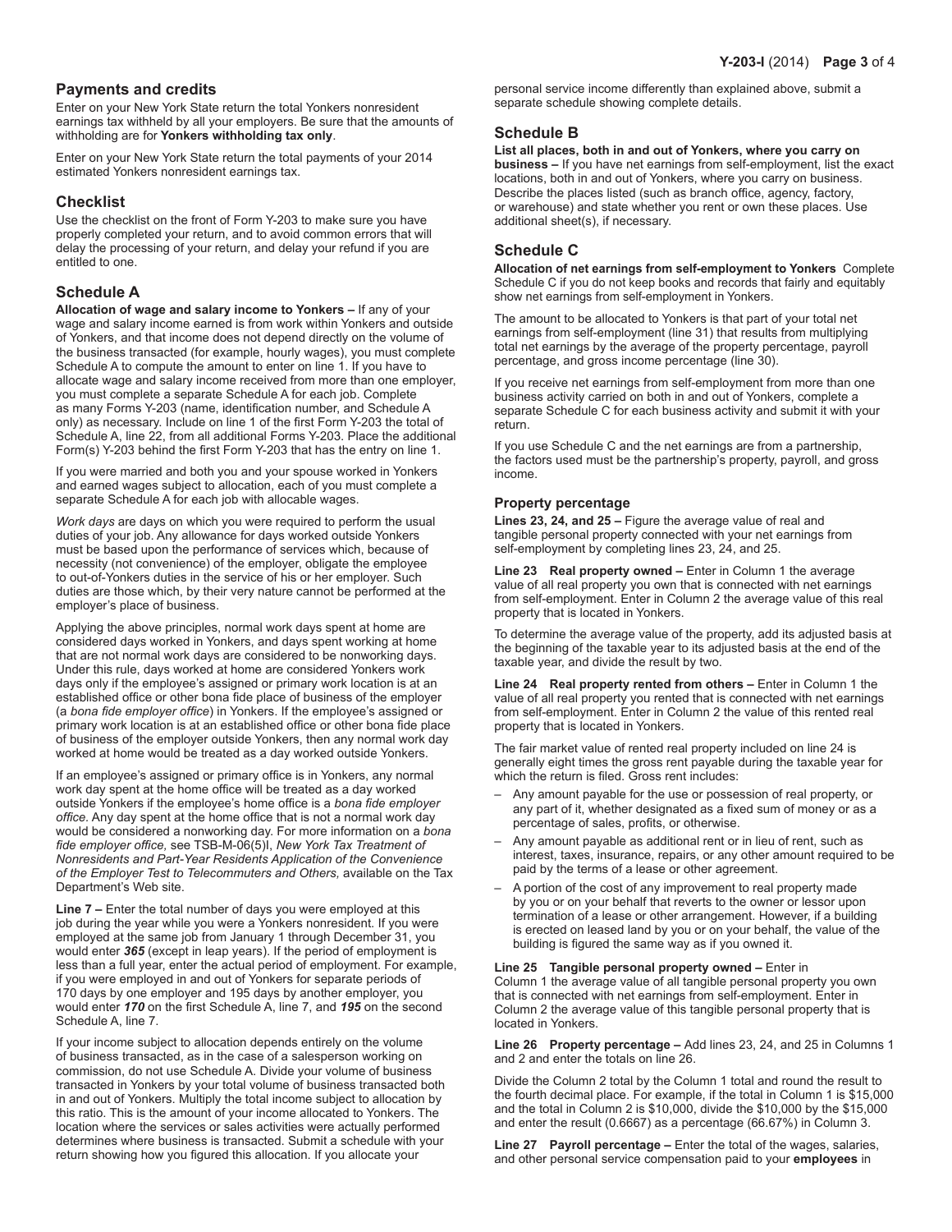## Payments and credits

Enter on your New York State return the total Yonkers nonresident earnings tax withheld by all your employers. Be sure that the amounts of withholding are for **Yonkers withholding tax only**.

Enter on your New York State return the total payments of your 2014 estimated Yonkers nonresident earnings tax.

## Checklist

Use the checklist on the front of Form Y-203 to make sure you have properly completed your return, and to avoid common errors that will delay the processing of your return, and delay your refund if you are entitled to one.

## Schedule A

**Allocation of wage and salary income to Yonkers –** If any of your wage and salary income earned is from work within Yonkers and outside of Yonkers, and that income does not depend directly on the volume of the business transacted (for example, hourly wages), you must complete Schedule A to compute the amount to enter on line 1. If you have to allocate wage and salary income received from more than one employer, you must complete a separate Schedule A for each job. Complete as many Forms Y-203 (name, identification number, and Schedule A only) as necessary. Include on line 1 of the first Form Y-203 the total of Schedule A, line 22, from all additional Forms Y-203. Place the additional Form(s) Y-203 behind the first Form Y-203 that has the entry on line 1.

If you were married and both you and your spouse worked in Yonkers and earned wages subject to allocation, each of you must complete a separate Schedule A for each job with allocable wages.

*Work days* are days on which you were required to perform the usual duties of your job. Any allowance for days worked outside Yonkers must be based upon the performance of services which, because of necessity (not convenience) of the employer, obligate the employee to out-of-Yonkers duties in the service of his or her employer. Such duties are those which, by their very nature cannot be performed at the employer's place of business.

Applying the above principles, normal work days spent at home are considered days worked in Yonkers, and days spent working at home that are not normal work days are considered to be nonworking days. Under this rule, days worked at home are considered Yonkers work days only if the employee's assigned or primary work location is at an established office or other bona fide place of business of the employer (a *bona fide employer office*) in Yonkers. If the employee's assigned or primary work location is at an established office or other bona fide place of business of the employer outside Yonkers, then any normal work day worked at home would be treated as a day worked outside Yonkers.

If an employee's assigned or primary office is in Yonkers, any normal work day spent at the home office will be treated as a day worked outside Yonkers if the employee's home office is a *bona fide employer office*. Any day spent at the home office that is not a normal work day would be considered a nonworking day. For more information on a *bona fide employer office,* see TSB-M-06(5)I, *New York Tax Treatment of Nonresidents and Part-Year Residents Application of the Convenience of the Employer Test to Telecommuters and Others,* available on the Tax Department's Web site.

**Line 7 –** Enter the total number of days you were employed at this job during the year while you were a Yonkers nonresident. If you were employed at the same job from January 1 through December 31, you would enter ***365*** (except in leap years). If the period of employment is less than a full year, enter the actual period of employment. For example, if you were employed in and out of Yonkers for separate periods of 170 days by one employer and 195 days by another employer, you would enter ***170*** on the first Schedule A, line 7, and ***195*** on the second Schedule A, line 7.

If your income subject to allocation depends entirely on the volume of business transacted, as in the case of a salesperson working on commission, do not use Schedule A. Divide your volume of business transacted in Yonkers by your total volume of business transacted both in and out of Yonkers. Multiply the total income subject to allocation by this ratio. This is the amount of your income allocated to Yonkers. The location where the services or sales activities were actually performed determines where business is transacted. Submit a schedule with your return showing how you figured this allocation. If you allocate your personal service income differently than explained above, submit a separate schedule showing complete details.

## Schedule B

**List all places, both in and out of Yonkers, where you carry on business –** If you have net earnings from self-employment, list the exact locations, both in and out of Yonkers, where you carry on business. Describe the places listed (such as branch office, agency, factory, or warehouse) and state whether you rent or own these places. Use additional sheet(s), if necessary.

## Schedule C

**Allocation of net earnings from self-employment to Yonkers** Complete Schedule C if you do not keep books and records that fairly and equitably show net earnings from self-employment in Yonkers.

The amount to be allocated to Yonkers is that part of your total net earnings from self-employment (line 31) that results from multiplying total net earnings by the average of the property percentage, payroll percentage, and gross income percentage (line 30).

If you receive net earnings from self-employment from more than one business activity carried on both in and out of Yonkers, complete a separate Schedule C for each business activity and submit it with your return.

If you use Schedule C and the net earnings are from a partnership, the factors used must be the partnership's property, payroll, and gross income.

### Property percentage

**Lines 23, 24, and 25 –** Figure the average value of real and tangible personal property connected with your net earnings from self-employment by completing lines 23, 24, and 25.

**Line 23 Real property owned –** Enter in Column 1 the average value of all real property you own that is connected with net earnings from self-employment. Enter in Column 2 the average value of this real property that is located in Yonkers.

To determine the average value of the property, add its adjusted basis at the beginning of the taxable year to its adjusted basis at the end of the taxable year, and divide the result by two.

**Line 24 Real property rented from others –** Enter in Column 1 the value of all real property you rented that is connected with net earnings from self-employment. Enter in Column 2 the value of this rented real property that is located in Yonkers.

The fair market value of rented real property included on line 24 is generally eight times the gross rent payable during the taxable year for which the return is filed. Gross rent includes:

- Any amount payable for the use or possession of real property, or any part of it, whether designated as a fixed sum of money or as a percentage of sales, profits, or otherwise.
- Any amount payable as additional rent or in lieu of rent, such as interest, taxes, insurance, repairs, or any other amount required to be paid by the terms of a lease or other agreement.
- A portion of the cost of any improvement to real property made by you or on your behalf that reverts to the owner or lessor upon termination of a lease or other arrangement. However, if a building is erected on leased land by you or on your behalf, the value of the building is figured the same way as if you owned it.

**Line 25 Tangible personal property owned –** Enter in Column 1 the average value of all tangible personal property you own that is connected with net earnings from self-employment. Enter in Column 2 the average value of this tangible personal property that is located in Yonkers.

**Line 26 Property percentage –** Add lines 23, 24, and 25 in Columns 1 and 2 and enter the totals on line 26.

Divide the Column 2 total by the Column 1 total and round the result to the fourth decimal place. For example, if the total in Column 1 is $15,000 and the total in Column 2 is $10,000, divide the $10,000 by the $15,000 and enter the result (0.6667) as a percentage (66.67%) in Column 3.

**Line 27 Payroll percentage –** Enter the total of the wages, salaries, and other personal service compensation paid to your **employees** in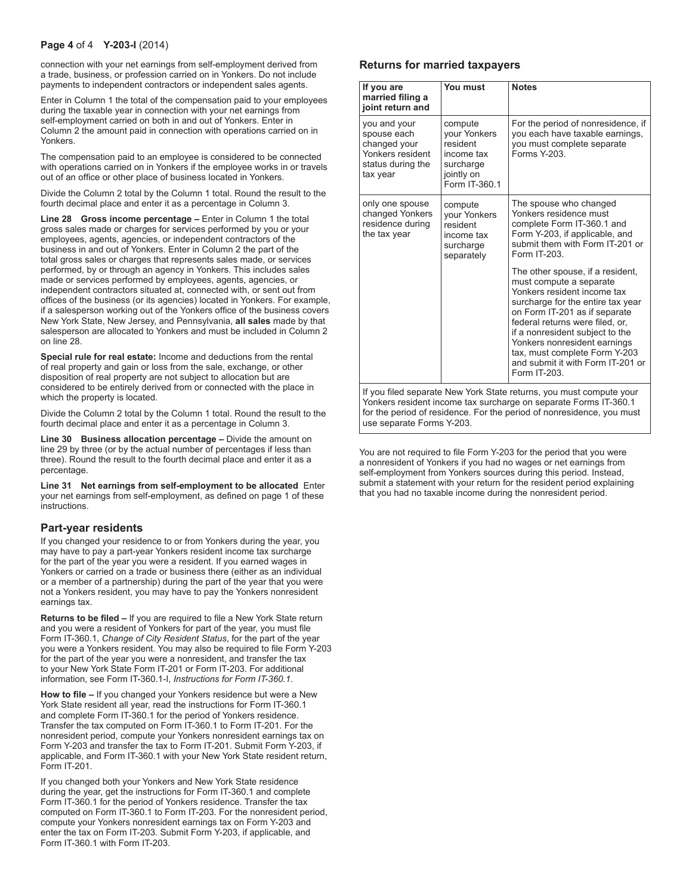connection with your net earnings from self-employment derived from a trade, business, or profession carried on in Yonkers. Do not include payments to independent contractors or independent sales agents.

Enter in Column 1 the total of the compensation paid to your employees during the taxable year in connection with your net earnings from self-employment carried on both in and out of Yonkers. Enter in Column 2 the amount paid in connection with operations carried on in Yonkers.

The compensation paid to an employee is considered to be connected with operations carried on in Yonkers if the employee works in or travels out of an office or other place of business located in Yonkers.

Divide the Column 2 total by the Column 1 total. Round the result to the fourth decimal place and enter it as a percentage in Column 3.

**Line 28 Gross income percentage –** Enter in Column 1 the total gross sales made or charges for services performed by you or your employees, agents, agencies, or independent contractors of the business in and out of Yonkers. Enter in Column 2 the part of the total gross sales or charges that represents sales made, or services performed, by or through an agency in Yonkers. This includes sales made or services performed by employees, agents, agencies, or independent contractors situated at, connected with, or sent out from offices of the business (or its agencies) located in Yonkers. For example, if a salesperson working out of the Yonkers office of the business covers New York State, New Jersey, and Pennsylvania, **all sales** made by that salesperson are allocated to Yonkers and must be included in Column 2 on line 28.

**Special rule for real estate:** Income and deductions from the rental of real property and gain or loss from the sale, exchange, or other disposition of real property are not subject to allocation but are considered to be entirely derived from or connected with the place in which the property is located.

Divide the Column 2 total by the Column 1 total. Round the result to the fourth decimal place and enter it as a percentage in Column 3.

**Line 30 Business allocation percentage –** Divide the amount on line 29 by three (or by the actual number of percentages if less than three). Round the result to the fourth decimal place and enter it as a percentage.

**Line 31 Net earnings from self-employment to be allocated** Enter your net earnings from self-employment, as defined on page 1 of these instructions.

## Part-year residents

If you changed your residence to or from Yonkers during the year, you may have to pay a part-year Yonkers resident income tax surcharge for the part of the year you were a resident. If you earned wages in Yonkers or carried on a trade or business there (either as an individual or a member of a partnership) during the part of the year that you were not a Yonkers resident, you may have to pay the Yonkers nonresident earnings tax.

**Returns to be filed –** If you are required to file a New York State return and you were a resident of Yonkers for part of the year, you must file Form IT-360.1, *Change of City Resident Status*, for the part of the year you were a Yonkers resident. You may also be required to file Form Y-203 for the part of the year you were a nonresident, and transfer the tax to your New York State Form IT-201 or Form IT-203. For additional information, see Form IT-360.1-I, *Instructions for Form IT-360.1*.

**How to file –** If you changed your Yonkers residence but were a New York State resident all year, read the instructions for Form IT-360.1 and complete Form IT-360.1 for the period of Yonkers residence. Transfer the tax computed on Form IT-360.1 to Form IT-201. For the nonresident period, compute your Yonkers nonresident earnings tax on Form Y-203 and transfer the tax to Form IT-201. Submit Form Y-203, if applicable, and Form IT-360.1 with your New York State resident return, Form IT-201.

If you changed both your Yonkers and New York State residence during the year, get the instructions for Form IT-360.1 and complete Form IT-360.1 for the period of Yonkers residence. Transfer the tax computed on Form IT-360.1 to Form IT-203. For the nonresident period, compute your Yonkers nonresident earnings tax on Form Y-203 and enter the tax on Form IT-203. Submit Form Y-203, if applicable, and Form IT-360.1 with Form IT-203.

## Returns for married taxpayers

| If you are married filing a joint return and | You must | Notes |
|---|---|---|
| you and your spouse each changed your Yonkers resident status during the tax year | compute your Yonkers resident income tax surcharge jointly on Form IT-360.1 | For the period of nonresidence, if you each have taxable earnings, you must complete separate Forms Y-203. |
| only one spouse changed Yonkers residence during the tax year | compute your Yonkers resident income tax surcharge separately | The spouse who changed Yonkers residence must complete Form IT-360.1 and Form Y-203, if applicable, and submit them with Form IT-201 or Form IT-203. The other spouse, if a resident, must compute a separate Yonkers resident income tax surcharge for the entire tax year on Form IT-201 as if separate federal returns were filed, or, if a nonresident subject to the Yonkers nonresident earnings tax, must complete Form Y-203 and submit it with Form IT-201 or Form IT-203. |
| If you filed separate New York State returns, you must compute your Yonkers resident income tax surcharge on separate Forms IT-360.1 for the period of residence. For the period of nonresidence, you must use separate Forms Y-203. | | |

You are not required to file Form Y-203 for the period that you were a nonresident of Yonkers if you had no wages or net earnings from self-employment from Yonkers sources during this period. Instead, submit a statement with your return for the resident period explaining that you had no taxable income during the nonresident period.